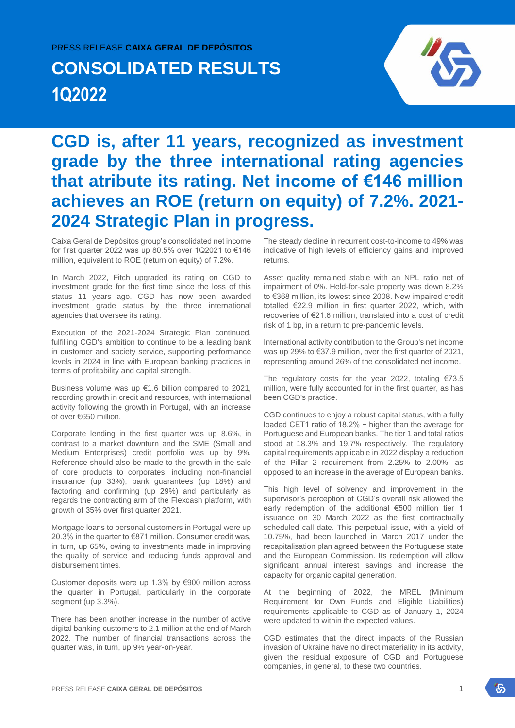PRESS RELEASE **CAIXA GERAL DE DEPÓSITOS**

# CONSOLIDATED RESULTS 1Q2022

## CGD is, after 11 years, recognized as investment grade by the three international rating agencies that atribute its rating. Net income of €146 million achieves an ROE (return on equity) of 7.2%. 2021-2024 Strategic Plan in progress.

Caixa Geral de Depósitos group's consolidated net income for first quarter 2022 was up 80.5% over 1Q2021 to €146 million, equivalent to ROE (return on equity) of 7.2%.

In March 2022, Fitch upgraded its rating on CGD to investment grade for the first time since the loss of this status 11 years ago. CGD has now been awarded investment grade status by the three international agencies that oversee its rating.

Execution of the 2021-2024 Strategic Plan continued, fulfilling CGD's ambition to continue to be a leading bank in customer and society service, supporting performance levels in 2024 in line with European banking practices in terms of profitability and capital strength.

Business volume was up €1.6 billion compared to 2021, recording growth in credit and resources, with international activity following the growth in Portugal, with an increase of over €650 million.

Corporate lending in the first quarter was up 8.6%, in contrast to a market downturn and the SME (Small and Medium Enterprises) credit portfolio was up by 9%. Reference should also be made to the growth in the sale of core products to corporates, including non-financial insurance (up 33%), bank guarantees (up 18%) and factoring and confirming (up 29%) and particularly as regards the contracting arm of the Flexcash platform, with growth of 35% over first quarter 2021.

Mortgage loans to personal customers in Portugal were up 20.3% in the quarter to €871 million. Consumer credit was, in turn, up 65%, owing to investments made in improving the quality of service and reducing funds approval and disbursement times.

Customer deposits were up 1.3% by €900 million across the quarter in Portugal, particularly in the corporate segment (up 3.3%).

There has been another increase in the number of active digital banking customers to 2.1 million at the end of March 2022. The number of financial transactions across the quarter was, in turn, up 9% year-on-year.

The steady decline in recurrent cost-to-income to 49% was indicative of high levels of efficiency gains and improved returns.

Asset quality remained stable with an NPL ratio net of impairment of 0%. Held-for-sale property was down 8.2% to €368 million, its lowest since 2008. New impaired credit totalled €22.9 million in first quarter 2022, which, with recoveries of €21.6 million, translated into a cost of credit risk of 1 bp, in a return to pre-pandemic levels.

International activity contribution to the Group's net income was up 29% to €37.9 million, over the first quarter of 2021, representing around 26% of the consolidated net income.

The regulatory costs for the year 2022, totaling €73.5 million, were fully accounted for in the first quarter, as has been CGD's practice.

CGD continues to enjoy a robust capital status, with a fully loaded CET1 ratio of 18.2% − higher than the average for Portuguese and European banks. The tier 1 and total ratios stood at 18.3% and 19.7% respectively. The regulatory capital requirements applicable in 2022 display a reduction of the Pillar 2 requirement from 2.25% to 2.00%, as opposed to an increase in the average of European banks.

This high level of solvency and improvement in the supervisor's perception of CGD's overall risk allowed the early redemption of the additional €500 million tier 1 issuance on 30 March 2022 as the first contractually scheduled call date. This perpetual issue, with a yield of 10.75%, had been launched in March 2017 under the recapitalisation plan agreed between the Portuguese state and the European Commission. Its redemption will allow significant annual interest savings and increase the capacity for organic capital generation.

At the beginning of 2022, the MREL (Minimum Requirement for Own Funds and Eligible Liabilities) requirements applicable to CGD as of January 1, 2024 were updated to within the expected values.

CGD estimates that the direct impacts of the Russian invasion of Ukraine have no direct materiality in its activity, given the residual exposure of CGD and Portuguese companies, in general, to these two countries.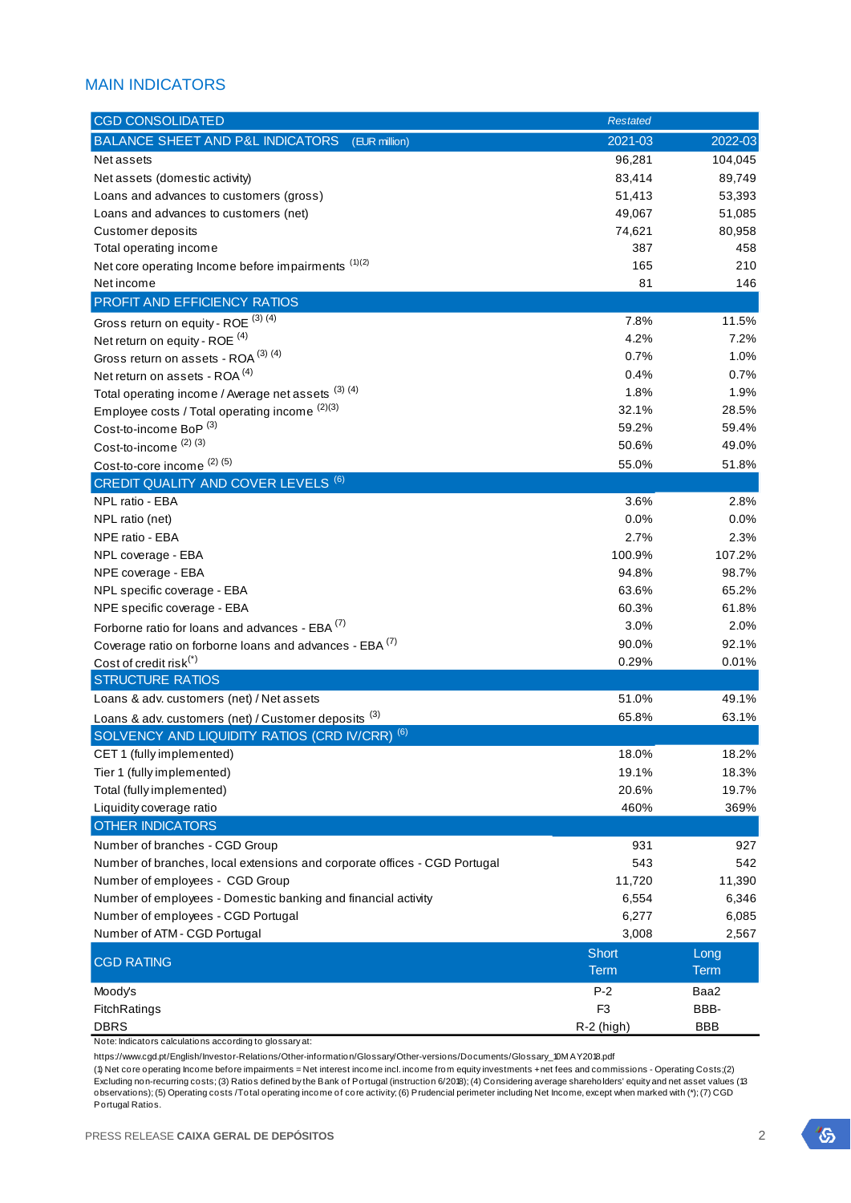## MAIN INDICATORS

| CGD CONSOLIDATED | *Restated* | |
|---|---|---|
| BALANCE SHEET AND P&L INDICATORS (EUR million) | 2021-03 | 2022-03 |
| Net assets | 96,281 | 104,045 |
| Net assets (domestic activity) | 83,414 | 89,749 |
| Loans and advances to customers (gross) | 51,413 | 53,393 |
| Loans and advances to customers (net) | 49,067 | 51,085 |
| Customer deposits | 74,621 | 80,958 |
| Total operating income | 387 | 458 |
| Net core operating Income before impairments (1)(2) | 165 | 210 |
| Net income | 81 | 146 |
| **PROFIT AND EFFICIENCY RATIOS** | | |
| Gross return on equity - ROE (3) (4) | 7.8% | 11.5% |
| Net return on equity - ROE (4) | 4.2% | 7.2% |
| Gross return on assets - ROA (3) (4) | 0.7% | 1.0% |
| Net return on assets - ROA (4) | 0.4% | 0.7% |
| Total operating income / Average net assets (3) (4) | 1.8% | 1.9% |
| Employee costs / Total operating income (2)(3) | 32.1% | 28.5% |
| Cost-to-income BoP (3) | 59.2% | 59.4% |
| Cost-to-income (2) (3) | 50.6% | 49.0% |
| Cost-to-core income (2) (5) | 55.0% | 51.8% |
| **CREDIT QUALITY AND COVER LEVELS (6)** | | |
| NPL ratio - EBA | 3.6% | 2.8% |
| NPL ratio (net) | 0.0% | 0.0% |
| NPE ratio - EBA | 2.7% | 2.3% |
| NPL coverage - EBA | 100.9% | 107.2% |
| NPE coverage - EBA | 94.8% | 98.7% |
| NPL specific coverage - EBA | 63.6% | 65.2% |
| NPE specific coverage - EBA | 60.3% | 61.8% |
| Forborne ratio for loans and advances - EBA (7) | 3.0% | 2.0% |
| Coverage ratio on forborne loans and advances - EBA (7) | 90.0% | 92.1% |
| Cost of credit risk(*) | 0.29% | 0.01% |
| **STRUCTURE RATIOS** | | |
| Loans & adv. customers (net) / Net assets | 51.0% | 49.1% |
| Loans & adv. customers (net) / Customer deposits (3) | 65.8% | 63.1% |
| **SOLVENCY AND LIQUIDITY RATIOS (CRD IV/CRR) (6)** | | |
| CET 1 (fully implemented) | 18.0% | 18.2% |
| Tier 1 (fully implemented) | 19.1% | 18.3% |
| Total (fully implemented) | 20.6% | 19.7% |
| Liquidity coverage ratio | 460% | 369% |
| **OTHER INDICATORS** | | |
| Number of branches - CGD Group | 931 | 927 |
| Number of branches, local extensions and corporate offices - CGD Portugal | 543 | 542 |
| Number of employees - CGD Group | 11,720 | 11,390 |
| Number of employees - Domestic banking and financial activity | 6,554 | 6,346 |
| Number of employees - CGD Portugal | 6,277 | 6,085 |
| Number of ATM - CGD Portugal | 3,008 | 2,567 |

| CGD RATING | Short Term | Long Term |
|---|---|---|
| Moody's | P-2 | Baa2 |
| FitchRatings | F3 | BBB- |
| DBRS | R-2 (high) | BBB |

Note: Indicators calculations according to glossary at:
https://www.cgd.pt/English/Investor-Relations/Other-information/Glossary/Other-versions/Documents/Glossary_10MAY2018.pdf
(1) Net core operating Income before impairments = Net interest income incl. income from equity investments + net fees and commissions - Operating Costs; (2) Excluding non-recurring costs; (3) Ratios defined by the Bank of Portugal (instruction 6/2018); (4) Considering average shareholders' equity and net asset values (13 observations); (5) Operating costs / Total operating income of core activity; (6) Prudencial perimeter including Net Income, except when marked with (*); (7) CGD Portugal Ratios.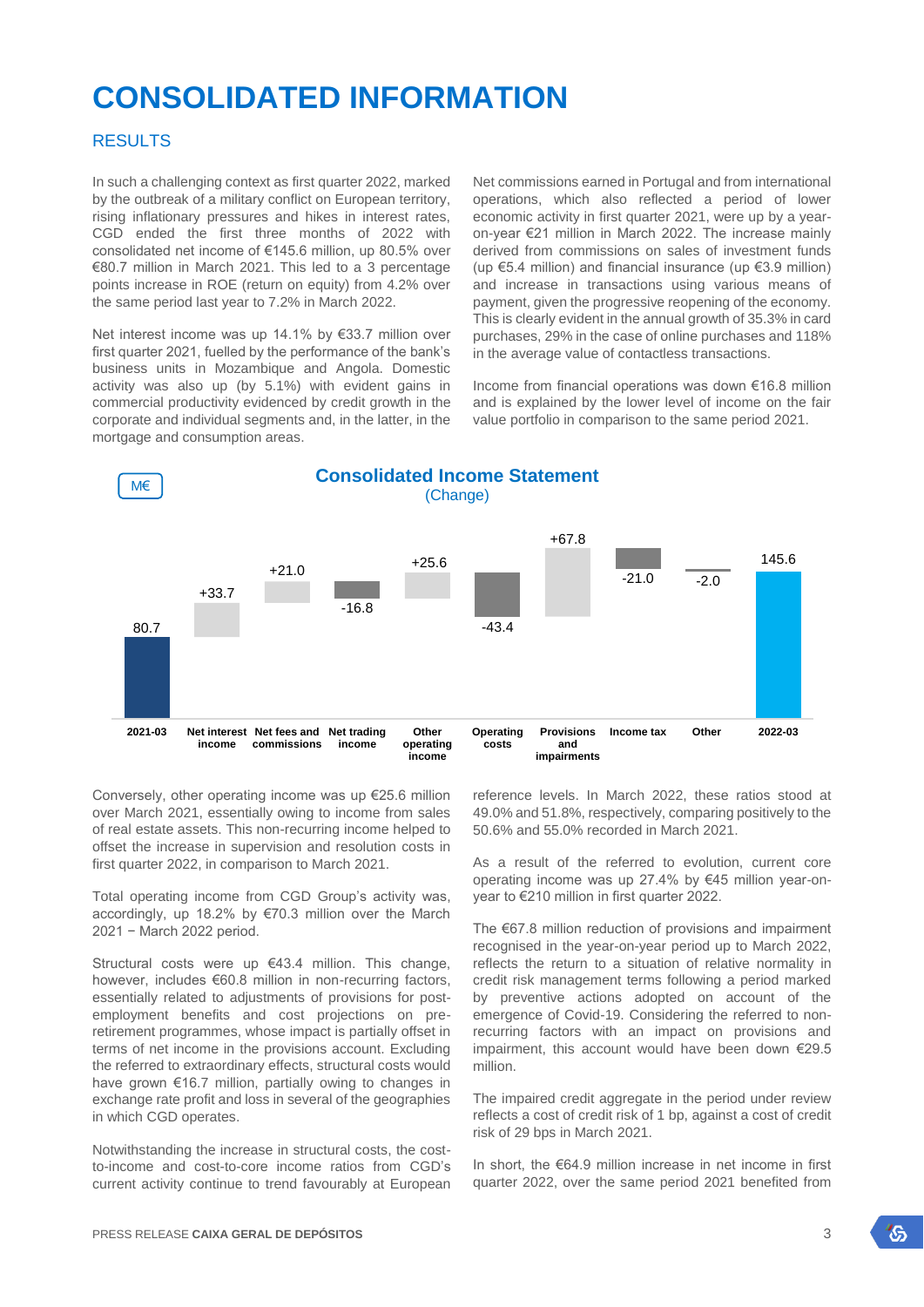# CONSOLIDATED INFORMATION

## RESULTS

In such a challenging context as first quarter 2022, marked by the outbreak of a military conflict on European territory, rising inflationary pressures and hikes in interest rates, CGD ended the first three months of 2022 with consolidated net income of €145.6 million, up 80.5% over €80.7 million in March 2021. This led to a 3 percentage points increase in ROE (return on equity) from 4.2% over the same period last year to 7.2% in March 2022.

Net interest income was up 14.1% by €33.7 million over first quarter 2021, fuelled by the performance of the bank's business units in Mozambique and Angola. Domestic activity was also up (by 5.1%) with evident gains in commercial productivity evidenced by credit growth in the corporate and individual segments and, in the latter, in the mortgage and consumption areas.

Net commissions earned in Portugal and from international operations, which also reflected a period of lower economic activity in first quarter 2021, were up by a year-on-year €21 million in March 2022. The increase mainly derived from commissions on sales of investment funds (up €5.4 million) and financial insurance (up €3.9 million) and increase in transactions using various means of payment, given the progressive reopening of the economy. This is clearly evident in the annual growth of 35.3% in card purchases, 29% in the case of online purchases and 118% in the average value of contactless transactions.

Income from financial operations was down €16.8 million and is explained by the lower level of income on the fair value portfolio in comparison to the same period 2021.

**Consolidated Income Statement**
(Change)

M€

| 2021-03 | Net interest income | Net fees and commissions | Net trading income | Other operating income | Operating costs | Provisions and impairments | Income tax | Other | 2022-03 |
|---|---|---|---|---|---|---|---|---|---|
| 80.7 | +33.7 | +21.0 | -16.8 | +25.6 | -43.4 | +67.8 | -21.0 | -2.0 | 145.6 |

Conversely, other operating income was up €25.6 million over March 2021, essentially owing to income from sales of real estate assets. This non-recurring income helped to offset the increase in supervision and resolution costs in first quarter 2022, in comparison to March 2021.

Total operating income from CGD Group's activity was, accordingly, up 18.2% by €70.3 million over the March 2021 − March 2022 period.

Structural costs were up €43.4 million. This change, however, includes €60.8 million in non-recurring factors, essentially related to adjustments of provisions for post-employment benefits and cost projections on pre-retirement programmes, whose impact is partially offset in terms of net income in the provisions account. Excluding the referred to extraordinary effects, structural costs would have grown €16.7 million, partially owing to changes in exchange rate profit and loss in several of the geographies in which CGD operates.

Notwithstanding the increase in structural costs, the cost-to-income and cost-to-core income ratios from CGD's current activity continue to trend favourably at European reference levels. In March 2022, these ratios stood at 49.0% and 51.8%, respectively, comparing positively to the 50.6% and 55.0% recorded in March 2021.

As a result of the referred to evolution, current core operating income was up 27.4% by €45 million year-on-year to €210 million in first quarter 2022.

The €67.8 million reduction of provisions and impairment recognised in the year-on-year period up to March 2022, reflects the return to a situation of relative normality in credit risk management terms following a period marked by preventive actions adopted on account of the emergence of Covid-19. Considering the referred to non-recurring factors with an impact on provisions and impairment, this account would have been down €29.5 million.

The impaired credit aggregate in the period under review reflects a cost of credit risk of 1 bp, against a cost of credit risk of 29 bps in March 2021.

In short, the €64.9 million increase in net income in first quarter 2022, over the same period 2021 benefited from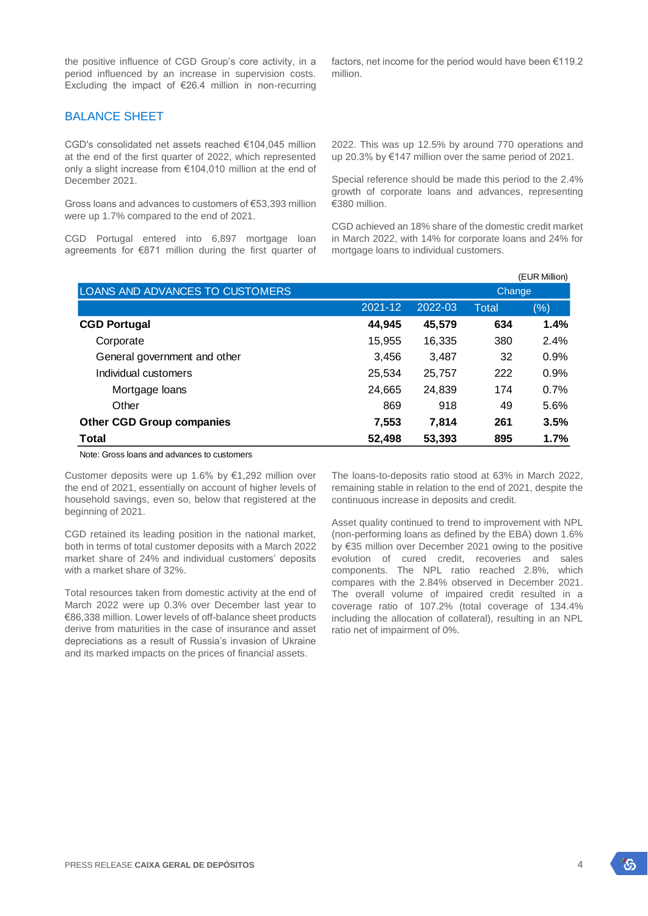the positive influence of CGD Group's core activity, in a period influenced by an increase in supervision costs. Excluding the impact of €26.4 million in non-recurring factors, net income for the period would have been €119.2 million.

## BALANCE SHEET

CGD's consolidated net assets reached €104,045 million at the end of the first quarter of 2022, which represented only a slight increase from €104,010 million at the end of December 2021.

Gross loans and advances to customers of €53,393 million were up 1.7% compared to the end of 2021.

CGD Portugal entered into 6,897 mortgage loan agreements for €871 million during the first quarter of 2022. This was up 12.5% by around 770 operations and up 20.3% by €147 million over the same period of 2021.

Special reference should be made this period to the 2.4% growth of corporate loans and advances, representing €380 million.

CGD achieved an 18% share of the domestic credit market in March 2022, with 14% for corporate loans and 24% for mortgage loans to individual customers.

(EUR Million)

| LOANS AND ADVANCES TO CUSTOMERS | | | Change | |
|---|---|---|---|---|
| | 2021-12 | 2022-03 | Total | (%) |
| **CGD Portugal** | **44,945** | **45,579** | **634** | **1.4%** |
| Corporate | 15,955 | 16,335 | 380 | 2.4% |
| General government and other | 3,456 | 3,487 | 32 | 0.9% |
| Individual customers | 25,534 | 25,757 | 222 | 0.9% |
| Mortgage loans | 24,665 | 24,839 | 174 | 0.7% |
| Other | 869 | 918 | 49 | 5.6% |
| **Other CGD Group companies** | **7,553** | **7,814** | **261** | **3.5%** |
| **Total** | **52,498** | **53,393** | **895** | **1.7%** |

Note: Gross loans and advances to customers

Customer deposits were up 1.6% by €1,292 million over the end of 2021, essentially on account of higher levels of household savings, even so, below that registered at the beginning of 2021.

CGD retained its leading position in the national market, both in terms of total customer deposits with a March 2022 market share of 24% and individual customers' deposits with a market share of 32%.

Total resources taken from domestic activity at the end of March 2022 were up 0.3% over December last year to €86,338 million. Lower levels of off-balance sheet products derive from maturities in the case of insurance and asset depreciations as a result of Russia's invasion of Ukraine and its marked impacts on the prices of financial assets.

The loans-to-deposits ratio stood at 63% in March 2022, remaining stable in relation to the end of 2021, despite the continuous increase in deposits and credit.

Asset quality continued to trend to improvement with NPL (non-performing loans as defined by the EBA) down 1.6% by €35 million over December 2021 owing to the positive evolution of cured credit, recoveries and sales components. The NPL ratio reached 2.8%, which compares with the 2.84% observed in December 2021. The overall volume of impaired credit resulted in a coverage ratio of 107.2% (total coverage of 134.4% including the allocation of collateral), resulting in an NPL ratio net of impairment of 0%.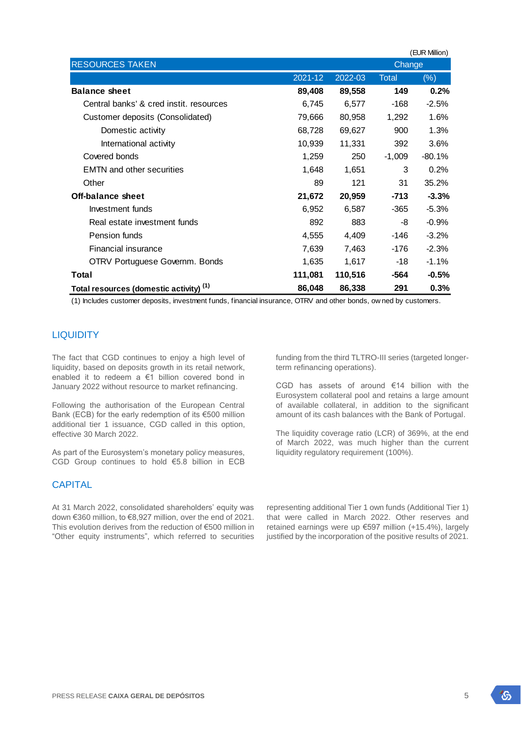(EUR Million)

| RESOURCES TAKEN | | | Change | |
|---|---|---|---|---|
| | 2021-12 | 2022-03 | Total | (%) |
| **Balance sheet** | **89,408** | **89,558** | **149** | **0.2%** |
| Central banks' & cred instit. resources | 6,745 | 6,577 | -168 | -2.5% |
| Customer deposits (Consolidated) | 79,666 | 80,958 | 1,292 | 1.6% |
| Domestic activity | 68,728 | 69,627 | 900 | 1.3% |
| International activity | 10,939 | 11,331 | 392 | 3.6% |
| Covered bonds | 1,259 | 250 | -1,009 | -80.1% |
| EMTN and other securities | 1,648 | 1,651 | 3 | 0.2% |
| Other | 89 | 121 | 31 | 35.2% |
| **Off-balance sheet** | **21,672** | **20,959** | **-713** | **-3.3%** |
| Investment funds | 6,952 | 6,587 | -365 | -5.3% |
| Real estate investment funds | 892 | 883 | -8 | -0.9% |
| Pension funds | 4,555 | 4,409 | -146 | -3.2% |
| Financial insurance | 7,639 | 7,463 | -176 | -2.3% |
| OTRV Portuguese Governm. Bonds | 1,635 | 1,617 | -18 | -1.1% |
| **Total** | **111,081** | **110,516** | **-564** | **-0.5%** |
| **Total resources (domestic activity) (1)** | **86,048** | **86,338** | **291** | **0.3%** |

(1) Includes customer deposits, investment funds, financial insurance, OTRV and other bonds, owned by customers.

## LIQUIDITY

The fact that CGD continues to enjoy a high level of liquidity, based on deposits growth in its retail network, enabled it to redeem a €1 billion covered bond in January 2022 without resource to market refinancing.

Following the authorisation of the European Central Bank (ECB) for the early redemption of its €500 million additional tier 1 issuance, CGD called in this option, effective 30 March 2022.

As part of the Eurosystem's monetary policy measures, CGD Group continues to hold €5.8 billion in ECB funding from the third TLTRO-III series (targeted longer-term refinancing operations).

CGD has assets of around €14 billion with the Eurosystem collateral pool and retains a large amount of available collateral, in addition to the significant amount of its cash balances with the Bank of Portugal.

The liquidity coverage ratio (LCR) of 369%, at the end of March 2022, was much higher than the current liquidity regulatory requirement (100%).

## CAPITAL

At 31 March 2022, consolidated shareholders' equity was down €360 million, to €8,927 million, over the end of 2021. This evolution derives from the reduction of €500 million in "Other equity instruments", which referred to securities representing additional Tier 1 own funds (Additional Tier 1) that were called in March 2022. Other reserves and retained earnings were up €597 million (+15.4%), largely justified by the incorporation of the positive results of 2021.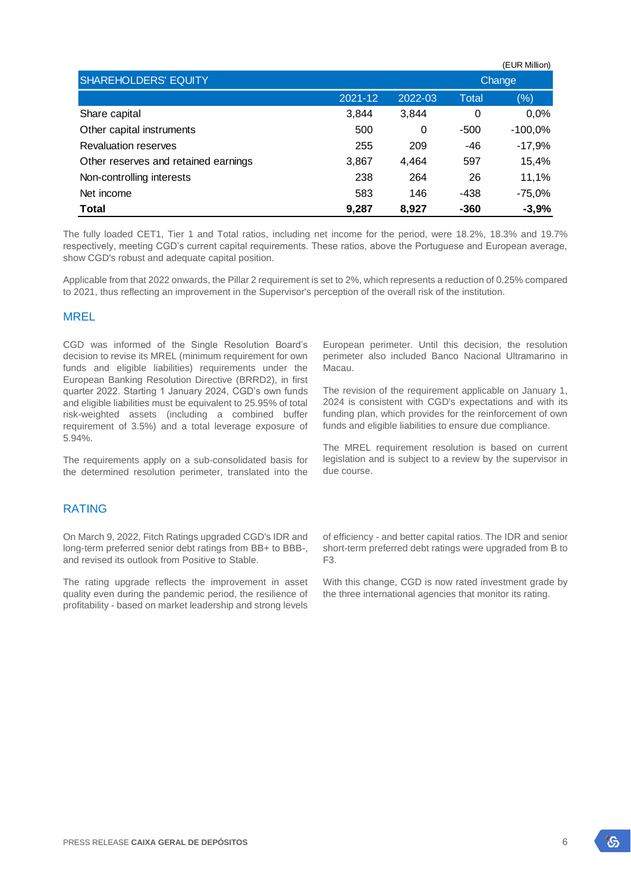(EUR Million)

| SHAREHOLDERS' EQUITY | | | Change | |
|---|---|---|---|---|
| | 2021-12 | 2022-03 | Total | (%) |
| Share capital | 3,844 | 3,844 | 0 | 0,0% |
| Other capital instruments | 500 | 0 | -500 | -100,0% |
| Revaluation reserves | 255 | 209 | -46 | -17,9% |
| Other reserves and retained earnings | 3,867 | 4,464 | 597 | 15,4% |
| Non-controlling interests | 238 | 264 | 26 | 11,1% |
| Net income | 583 | 146 | -438 | -75,0% |
| **Total** | **9,287** | **8,927** | **-360** | **-3,9%** |

The fully loaded CET1, Tier 1 and Total ratios, including net income for the period, were 18.2%, 18.3% and 19.7% respectively, meeting CGD's current capital requirements. These ratios, above the Portuguese and European average, show CGD's robust and adequate capital position.

Applicable from that 2022 onwards, the Pillar 2 requirement is set to 2%, which represents a reduction of 0.25% compared to 2021, thus reflecting an improvement in the Supervisor's perception of the overall risk of the institution.

## MREL

CGD was informed of the Single Resolution Board's decision to revise its MREL (minimum requirement for own funds and eligible liabilities) requirements under the European Banking Resolution Directive (BRRD2), in first quarter 2022. Starting 1 January 2024, CGD's own funds and eligible liabilities must be equivalent to 25.95% of total risk-weighted assets (including a combined buffer requirement of 3.5%) and a total leverage exposure of 5.94%.

The requirements apply on a sub-consolidated basis for the determined resolution perimeter, translated into the European perimeter. Until this decision, the resolution perimeter also included Banco Nacional Ultramarino in Macau.

The revision of the requirement applicable on January 1, 2024 is consistent with CGD's expectations and with its funding plan, which provides for the reinforcement of own funds and eligible liabilities to ensure due compliance.

The MREL requirement resolution is based on current legislation and is subject to a review by the supervisor in due course.

## RATING

On March 9, 2022, Fitch Ratings upgraded CGD's IDR and long-term preferred senior debt ratings from BB+ to BBB-, and revised its outlook from Positive to Stable.

The rating upgrade reflects the improvement in asset quality even during the pandemic period, the resilience of profitability - based on market leadership and strong levels of efficiency - and better capital ratios. The IDR and senior short-term preferred debt ratings were upgraded from B to F3.

With this change, CGD is now rated investment grade by the three international agencies that monitor its rating.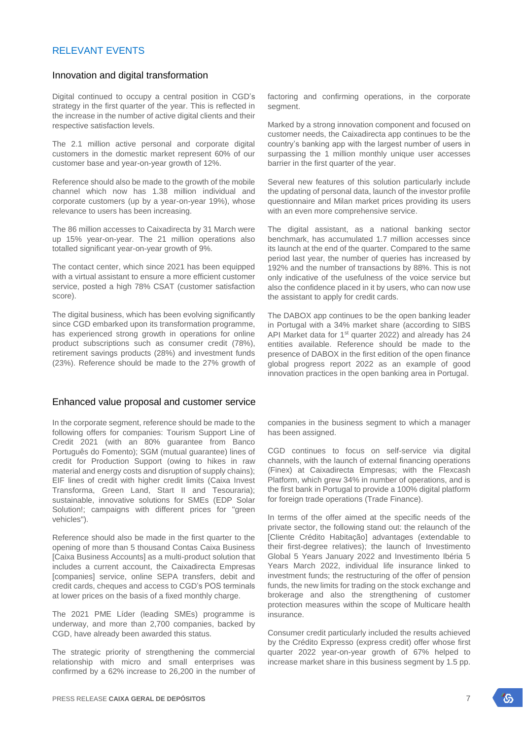## RELEVANT EVENTS

### Innovation and digital transformation

Digital continued to occupy a central position in CGD's strategy in the first quarter of the year. This is reflected in the increase in the number of active digital clients and their respective satisfaction levels.

The 2.1 million active personal and corporate digital customers in the domestic market represent 60% of our customer base and year-on-year growth of 12%.

Reference should also be made to the growth of the mobile channel which now has 1.38 million individual and corporate customers (up by a year-on-year 19%), whose relevance to users has been increasing.

The 86 million accesses to Caixadirecta by 31 March were up 15% year-on-year. The 21 million operations also totalled significant year-on-year growth of 9%.

The contact center, which since 2021 has been equipped with a virtual assistant to ensure a more efficient customer service, posted a high 78% CSAT (customer satisfaction score).

The digital business, which has been evolving significantly since CGD embarked upon its transformation programme, has experienced strong growth in operations for online product subscriptions such as consumer credit (78%), retirement savings products (28%) and investment funds (23%). Reference should be made to the 27% growth of factoring and confirming operations, in the corporate segment.

Marked by a strong innovation component and focused on customer needs, the Caixadirecta app continues to be the country's banking app with the largest number of users in surpassing the 1 million monthly unique user accesses barrier in the first quarter of the year.

Several new features of this solution particularly include the updating of personal data, launch of the investor profile questionnaire and Milan market prices providing its users with an even more comprehensive service.

The digital assistant, as a national banking sector benchmark, has accumulated 1.7 million accesses since its launch at the end of the quarter. Compared to the same period last year, the number of queries has increased by 192% and the number of transactions by 88%. This is not only indicative of the usefulness of the voice service but also the confidence placed in it by users, who can now use the assistant to apply for credit cards.

The DABOX app continues to be the open banking leader in Portugal with a 34% market share (according to SIBS API Market data for 1st quarter 2022) and already has 24 entities available. Reference should be made to the presence of DABOX in the first edition of the open finance global progress report 2022 as an example of good innovation practices in the open banking area in Portugal.

### Enhanced value proposal and customer service

In the corporate segment, reference should be made to the following offers for companies: Tourism Support Line of Credit 2021 (with an 80% guarantee from Banco Português do Fomento); SGM (mutual guarantee) lines of credit for Production Support (owing to hikes in raw material and energy costs and disruption of supply chains); EIF lines of credit with higher credit limits (Caixa Invest Transforma, Green Land, Start II and Tesouraria); sustainable, innovative solutions for SMEs (EDP Solar Solution!; campaigns with different prices for "green vehicles").

Reference should also be made in the first quarter to the opening of more than 5 thousand Contas Caixa Business [Caixa Business Accounts] as a multi-product solution that includes a current account, the Caixadirecta Empresas [companies] service, online SEPA transfers, debit and credit cards, cheques and access to CGD's POS terminals at lower prices on the basis of a fixed monthly charge.

The 2021 PME Líder (leading SMEs) programme is underway, and more than 2,700 companies, backed by CGD, have already been awarded this status.

The strategic priority of strengthening the commercial relationship with micro and small enterprises was confirmed by a 62% increase to 26,200 in the number of companies in the business segment to which a manager has been assigned.

CGD continues to focus on self-service via digital channels, with the launch of external financing operations (Finex) at Caixadirecta Empresas; with the Flexcash Platform, which grew 34% in number of operations, and is the first bank in Portugal to provide a 100% digital platform for foreign trade operations (Trade Finance).

In terms of the offer aimed at the specific needs of the private sector, the following stand out: the relaunch of the [Cliente Crédito Habitação] advantages (extendable to their first-degree relatives); the launch of Investimento Global 5 Years January 2022 and Investimento Ibéria 5 Years March 2022, individual life insurance linked to investment funds; the restructuring of the offer of pension funds, the new limits for trading on the stock exchange and brokerage and also the strengthening of customer protection measures within the scope of Multicare health insurance.

Consumer credit particularly included the results achieved by the Crédito Expresso (express credit) offer whose first quarter 2022 year-on-year growth of 67% helped to increase market share in this business segment by 1.5 pp.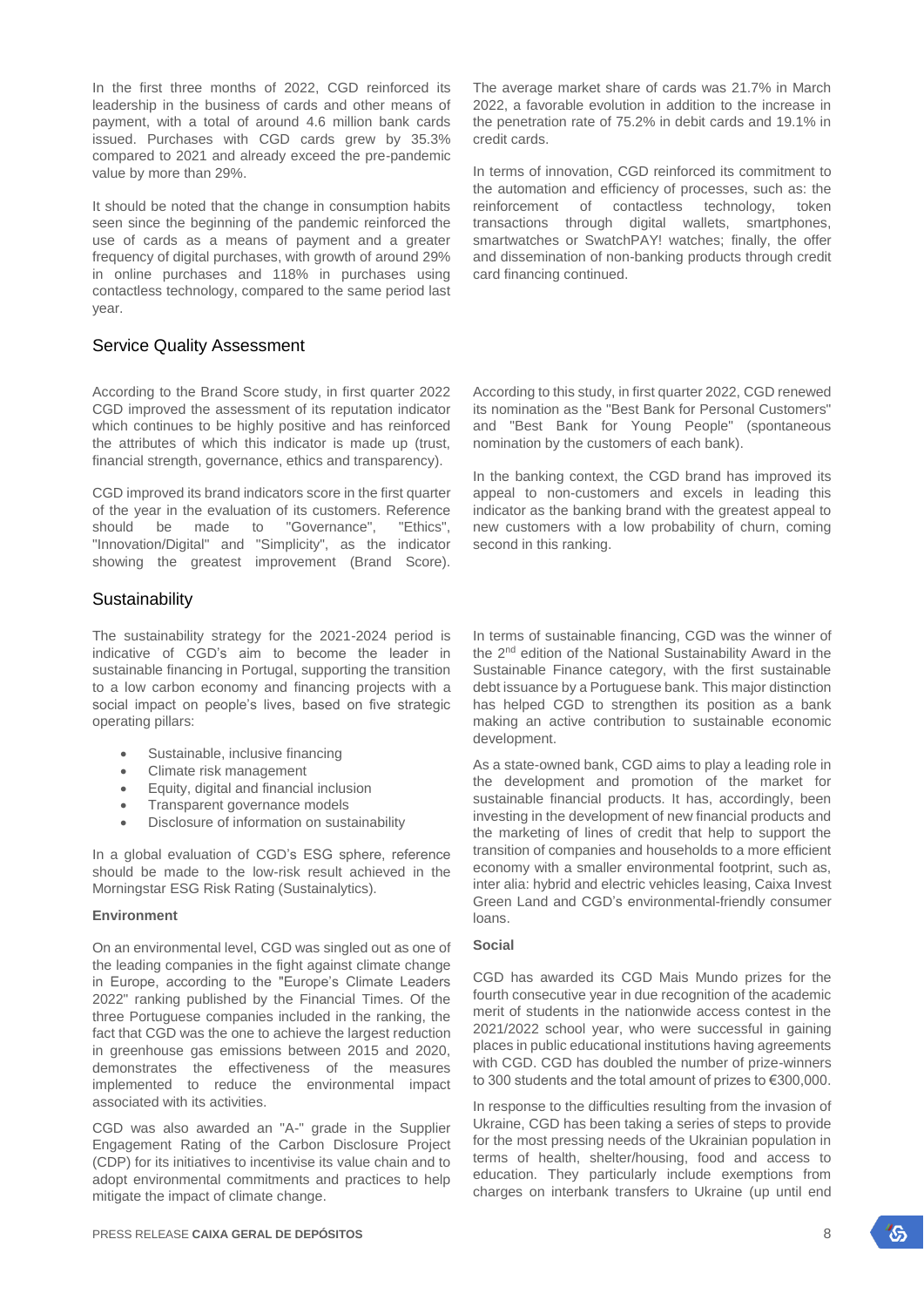In the first three months of 2022, CGD reinforced its leadership in the business of cards and other means of payment, with a total of around 4.6 million bank cards issued. Purchases with CGD cards grew by 35.3% compared to 2021 and already exceed the pre-pandemic value by more than 29%.

It should be noted that the change in consumption habits seen since the beginning of the pandemic reinforced the use of cards as a means of payment and a greater frequency of digital purchases, with growth of around 29% in online purchases and 118% in purchases using contactless technology, compared to the same period last year.

The average market share of cards was 21.7% in March 2022, a favorable evolution in addition to the increase in the penetration rate of 75.2% in debit cards and 19.1% in credit cards.

In terms of innovation, CGD reinforced its commitment to the automation and efficiency of processes, such as: the reinforcement of contactless technology, token transactions through digital wallets, smartphones, smartwatches or SwatchPAY! watches; finally, the offer and dissemination of non-banking products through credit card financing continued.

## Service Quality Assessment

According to the Brand Score study, in first quarter 2022 CGD improved the assessment of its reputation indicator which continues to be highly positive and has reinforced the attributes of which this indicator is made up (trust, financial strength, governance, ethics and transparency).

CGD improved its brand indicators score in the first quarter of the year in the evaluation of its customers. Reference should be made to "Governance", "Ethics", "Innovation/Digital" and "Simplicity", as the indicator showing the greatest improvement (Brand Score).

According to this study, in first quarter 2022, CGD renewed its nomination as the "Best Bank for Personal Customers" and "Best Bank for Young People" (spontaneous nomination by the customers of each bank).

In the banking context, the CGD brand has improved its appeal to non-customers and excels in leading this indicator as the banking brand with the greatest appeal to new customers with a low probability of churn, coming second in this ranking.

## Sustainability

The sustainability strategy for the 2021-2024 period is indicative of CGD's aim to become the leader in sustainable financing in Portugal, supporting the transition to a low carbon economy and financing projects with a social impact on people's lives, based on five strategic operating pillars:

- Sustainable, inclusive financing
- Climate risk management
- Equity, digital and financial inclusion
- Transparent governance models
- Disclosure of information on sustainability

In a global evaluation of CGD's ESG sphere, reference should be made to the low-risk result achieved in the Morningstar ESG Risk Rating (Sustainalytics).

**Environment**

On an environmental level, CGD was singled out as one of the leading companies in the fight against climate change in Europe, according to the "Europe's Climate Leaders 2022" ranking published by the Financial Times. Of the three Portuguese companies included in the ranking, the fact that CGD was the one to achieve the largest reduction in greenhouse gas emissions between 2015 and 2020, demonstrates the effectiveness of the measures implemented to reduce the environmental impact associated with its activities.

CGD was also awarded an "A-" grade in the Supplier Engagement Rating of the Carbon Disclosure Project (CDP) for its initiatives to incentivise its value chain and to adopt environmental commitments and practices to help mitigate the impact of climate change.

In terms of sustainable financing, CGD was the winner of the 2nd edition of the National Sustainability Award in the Sustainable Finance category, with the first sustainable debt issuance by a Portuguese bank. This major distinction has helped CGD to strengthen its position as a bank making an active contribution to sustainable economic development.

As a state-owned bank, CGD aims to play a leading role in the development and promotion of the market for sustainable financial products. It has, accordingly, been investing in the development of new financial products and the marketing of lines of credit that help to support the transition of companies and households to a more efficient economy with a smaller environmental footprint, such as, inter alia: hybrid and electric vehicles leasing, Caixa Invest Green Land and CGD's environmental-friendly consumer loans.

**Social**

CGD has awarded its CGD Mais Mundo prizes for the fourth consecutive year in due recognition of the academic merit of students in the nationwide access contest in the 2021/2022 school year, who were successful in gaining places in public educational institutions having agreements with CGD. CGD has doubled the number of prize-winners to 300 students and the total amount of prizes to €300,000.

In response to the difficulties resulting from the invasion of Ukraine, CGD has been taking a series of steps to provide for the most pressing needs of the Ukrainian population in terms of health, shelter/housing, food and access to education. They particularly include exemptions from charges on interbank transfers to Ukraine (up until end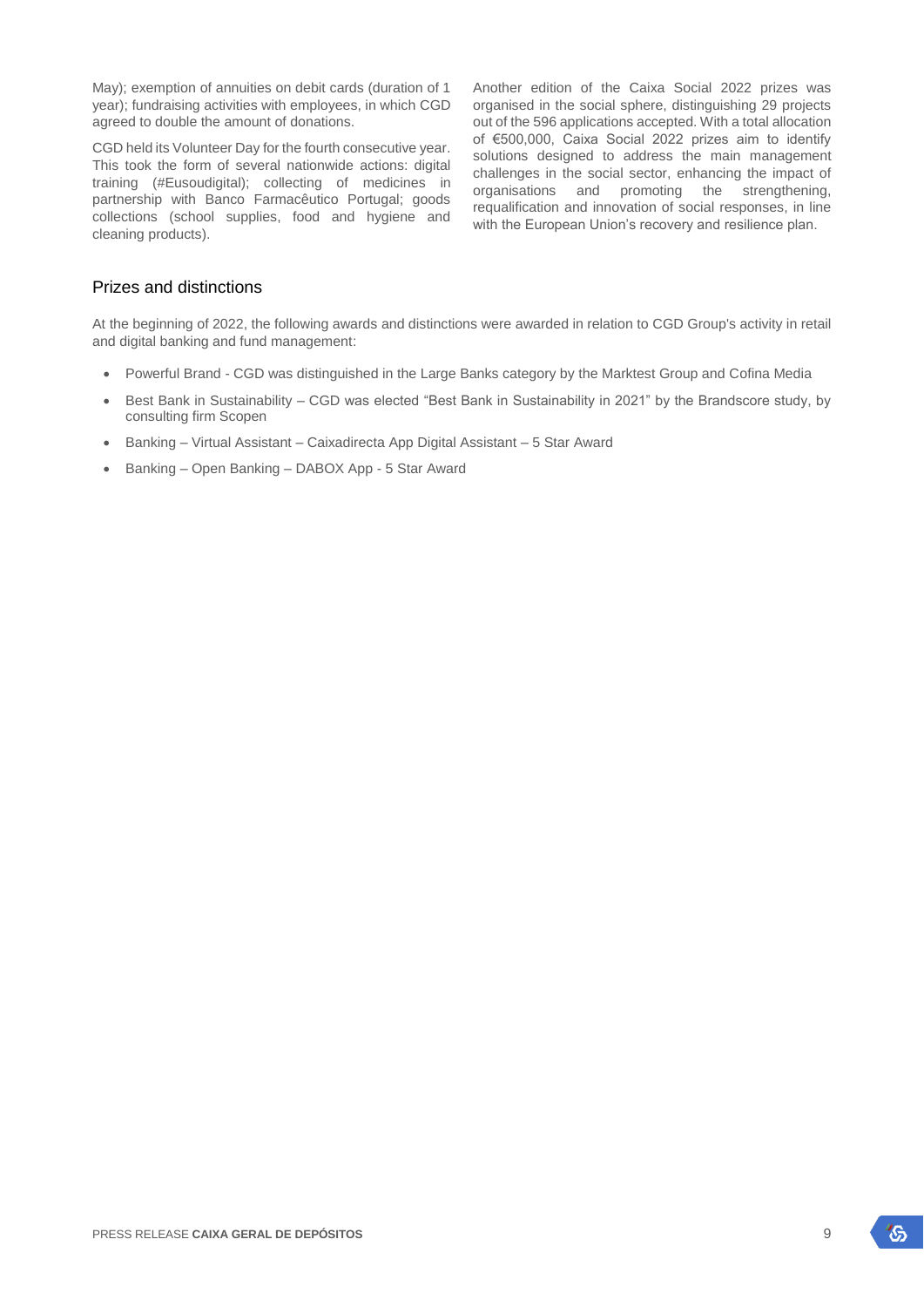May); exemption of annuities on debit cards (duration of 1 year); fundraising activities with employees, in which CGD agreed to double the amount of donations.

CGD held its Volunteer Day for the fourth consecutive year. This took the form of several nationwide actions: digital training (#Eusoudigital); collecting of medicines in partnership with Banco Farmacêutico Portugal; goods collections (school supplies, food and hygiene and cleaning products).

Another edition of the Caixa Social 2022 prizes was organised in the social sphere, distinguishing 29 projects out of the 596 applications accepted. With a total allocation of €500,000, Caixa Social 2022 prizes aim to identify solutions designed to address the main management challenges in the social sector, enhancing the impact of organisations and promoting the strengthening, requalification and innovation of social responses, in line with the European Union's recovery and resilience plan.

## Prizes and distinctions

At the beginning of 2022, the following awards and distinctions were awarded in relation to CGD Group's activity in retail and digital banking and fund management:

- Powerful Brand - CGD was distinguished in the Large Banks category by the Marktest Group and Cofina Media
- Best Bank in Sustainability – CGD was elected "Best Bank in Sustainability in 2021" by the Brandscore study, by consulting firm Scopen
- Banking – Virtual Assistant – Caixadirecta App Digital Assistant – 5 Star Award
- Banking – Open Banking – DABOX App - 5 Star Award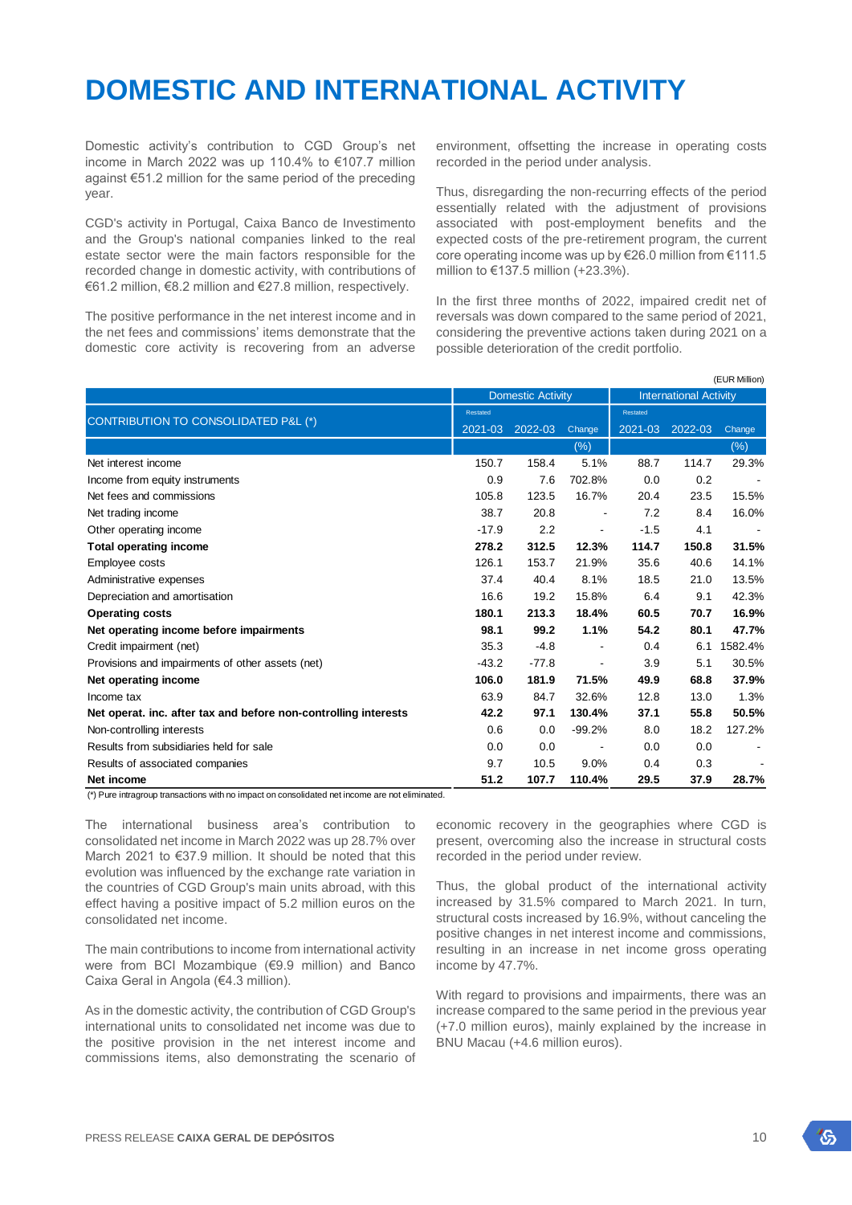# DOMESTIC AND INTERNATIONAL ACTIVITY

Domestic activity's contribution to CGD Group's net income in March 2022 was up 110.4% to €107.7 million against €51.2 million for the same period of the preceding year.

CGD's activity in Portugal, Caixa Banco de Investimento and the Group's national companies linked to the real estate sector were the main factors responsible for the recorded change in domestic activity, with contributions of €61.2 million, €8.2 million and €27.8 million, respectively.

The positive performance in the net interest income and in the net fees and commissions' items demonstrate that the domestic core activity is recovering from an adverse environment, offsetting the increase in operating costs recorded in the period under analysis.

Thus, disregarding the non-recurring effects of the period essentially related with the adjustment of provisions associated with post-employment benefits and the expected costs of the pre-retirement program, the current core operating income was up by €26.0 million from €111.5 million to €137.5 million (+23.3%).

In the first three months of 2022, impaired credit net of reversals was down compared to the same period of 2021, considering the preventive actions taken during 2021 on a possible deterioration of the credit portfolio.

(EUR Million)

| CONTRIBUTION TO CONSOLIDATED P&L (*) | Domestic Activity | | | International Activity | | |
|---|---|---|---|---|---|---|
| | Restated 2021-03 | 2022-03 | Change | Restated 2021-03 | 2022-03 | Change |
| | | | (%) | | | (%) |
| Net interest income | 150.7 | 158.4 | 5.1% | 88.7 | 114.7 | 29.3% |
| Income from equity instruments | 0.9 | 7.6 | 702.8% | 0.0 | 0.2 | - |
| Net fees and commissions | 105.8 | 123.5 | 16.7% | 20.4 | 23.5 | 15.5% |
| Net trading income | 38.7 | 20.8 | - | 7.2 | 8.4 | 16.0% |
| Other operating income | -17.9 | 2.2 | - | -1.5 | 4.1 | - |
| **Total operating income** | **278.2** | **312.5** | **12.3%** | **114.7** | **150.8** | **31.5%** |
| Employee costs | 126.1 | 153.7 | 21.9% | 35.6 | 40.6 | 14.1% |
| Administrative expenses | 37.4 | 40.4 | 8.1% | 18.5 | 21.0 | 13.5% |
| Depreciation and amortisation | 16.6 | 19.2 | 15.8% | 6.4 | 9.1 | 42.3% |
| **Operating costs** | **180.1** | **213.3** | **18.4%** | **60.5** | **70.7** | **16.9%** |
| **Net operating income before impairments** | **98.1** | **99.2** | **1.1%** | **54.2** | **80.1** | **47.7%** |
| Credit impairment (net) | 35.3 | -4.8 | - | 0.4 | 6.1 | 1582.4% |
| Provisions and impairments of other assets (net) | -43.2 | -77.8 | - | 3.9 | 5.1 | 30.5% |
| **Net operating income** | **106.0** | **181.9** | **71.5%** | **49.9** | **68.8** | **37.9%** |
| Income tax | 63.9 | 84.7 | 32.6% | 12.8 | 13.0 | 1.3% |
| **Net operat. inc. after tax and before non-controlling interests** | **42.2** | **97.1** | **130.4%** | **37.1** | **55.8** | **50.5%** |
| Non-controlling interests | 0.6 | 0.0 | -99.2% | 8.0 | 18.2 | 127.2% |
| Results from subsidiaries held for sale | 0.0 | 0.0 | - | 0.0 | 0.0 | - |
| Results of associated companies | 9.7 | 10.5 | 9.0% | 0.4 | 0.3 | - |
| **Net income** | **51.2** | **107.7** | **110.4%** | **29.5** | **37.9** | **28.7%** |

(*) Pure intragroup transactions with no impact on consolidated net income are not eliminated.

The international business area's contribution to consolidated net income in March 2022 was up 28.7% over March 2021 to €37.9 million. It should be noted that this evolution was influenced by the exchange rate variation in the countries of CGD Group's main units abroad, with this effect having a positive impact of 5.2 million euros on the consolidated net income.

The main contributions to income from international activity were from BCI Mozambique (€9.9 million) and Banco Caixa Geral in Angola (€4.3 million).

As in the domestic activity, the contribution of CGD Group's international units to consolidated net income was due to the positive provision in the net interest income and commissions items, also demonstrating the scenario of economic recovery in the geographies where CGD is present, overcoming also the increase in structural costs recorded in the period under review.

Thus, the global product of the international activity increased by 31.5% compared to March 2021. In turn, structural costs increased by 16.9%, without canceling the positive changes in net interest income and commissions, resulting in an increase in net income gross operating income by 47.7%.

With regard to provisions and impairments, there was an increase compared to the same period in the previous year (+7.0 million euros), mainly explained by the increase in BNU Macau (+4.6 million euros).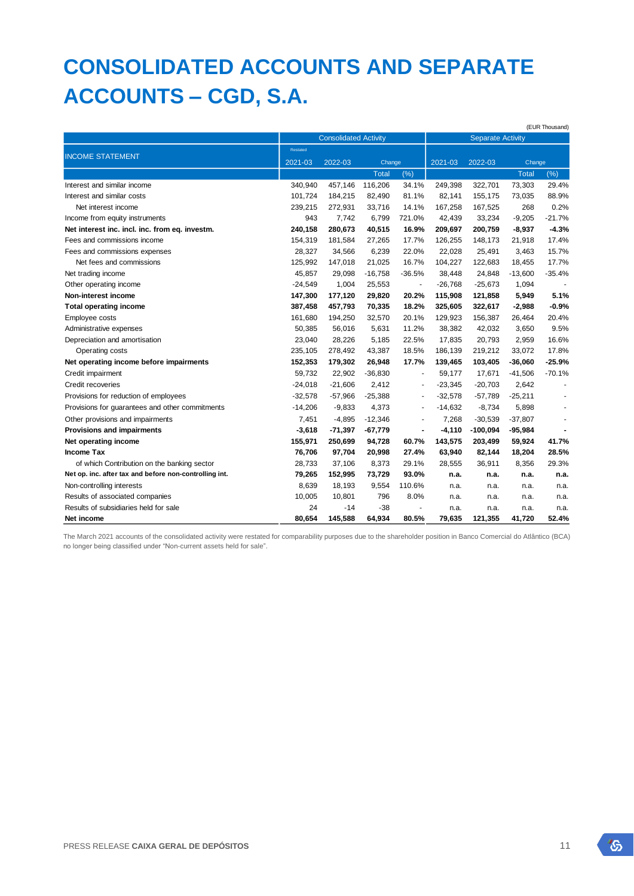# CONSOLIDATED ACCOUNTS AND SEPARATE ACCOUNTS – CGD, S.A.

(EUR Thousand)

| INCOME STATEMENT | Consolidated Activity | | | | Separate Activity | | | |
|---|---|---|---|---|---|---|---|---|
| | Restated 2021-03 | 2022-03 | Change | | 2021-03 | 2022-03 | Change | |
| | | | Total | (%) | | | Total | (%) |
| Interest and similar income | 340,940 | 457,146 | 116,206 | 34.1% | 249,398 | 322,701 | 73,303 | 29.4% |
| Interest and similar costs | 101,724 | 184,215 | 82,490 | 81.1% | 82,141 | 155,175 | 73,035 | 88.9% |
| Net interest income | 239,215 | 272,931 | 33,716 | 14.1% | 167,258 | 167,525 | 268 | 0.2% |
| Income from equity instruments | 943 | 7,742 | 6,799 | 721.0% | 42,439 | 33,234 | -9,205 | -21.7% |
| **Net interest inc. incl. inc. from eq. investm.** | **240,158** | **280,673** | **40,515** | **16.9%** | **209,697** | **200,759** | **-8,937** | **-4.3%** |
| Fees and commissions income | 154,319 | 181,584 | 27,265 | 17.7% | 126,255 | 148,173 | 21,918 | 17.4% |
| Fees and commissions expenses | 28,327 | 34,566 | 6,239 | 22.0% | 22,028 | 25,491 | 3,463 | 15.7% |
| Net fees and commissions | 125,992 | 147,018 | 21,025 | 16.7% | 104,227 | 122,683 | 18,455 | 17.7% |
| Net trading income | 45,857 | 29,098 | -16,758 | -36.5% | 38,448 | 24,848 | -13,600 | -35.4% |
| Other operating income | -24,549 | 1,004 | 25,553 | - | -26,768 | -25,673 | 1,094 | - |
| **Non-interest income** | **147,300** | **177,120** | **29,820** | **20.2%** | **115,908** | **121,858** | **5,949** | **5.1%** |
| **Total operating income** | **387,458** | **457,793** | **70,335** | **18.2%** | **325,605** | **322,617** | **-2,988** | **-0.9%** |
| Employee costs | 161,680 | 194,250 | 32,570 | 20.1% | 129,923 | 156,387 | 26,464 | 20.4% |
| Administrative expenses | 50,385 | 56,016 | 5,631 | 11.2% | 38,382 | 42,032 | 3,650 | 9.5% |
| Depreciation and amortisation | 23,040 | 28,226 | 5,185 | 22.5% | 17,835 | 20,793 | 2,959 | 16.6% |
| Operating costs | 235,105 | 278,492 | 43,387 | 18.5% | 186,139 | 219,212 | 33,072 | 17.8% |
| **Net operating income before impairments** | **152,353** | **179,302** | **26,948** | **17.7%** | **139,465** | **103,405** | **-36,060** | **-25.9%** |
| Credit impairment | 59,732 | 22,902 | -36,830 | - | 59,177 | 17,671 | -41,506 | -70.1% |
| Credit recoveries | -24,018 | -21,606 | 2,412 | - | -23,345 | -20,703 | 2,642 | - |
| Provisions for reduction of employees | -32,578 | -57,966 | -25,388 | - | -32,578 | -57,789 | -25,211 | - |
| Provisions for guarantees and other commitments | -14,206 | -9,833 | 4,373 | - | -14,632 | -8,734 | 5,898 | - |
| Other provisions and impairments | 7,451 | -4,895 | -12,346 | - | 7,268 | -30,539 | -37,807 | - |
| **Provisions and impairments** | **-3,618** | **-71,397** | **-67,779** | **-** | **-4,110** | **-100,094** | **-95,984** | **-** |
| **Net operating income** | **155,971** | **250,699** | **94,728** | **60.7%** | **143,575** | **203,499** | **59,924** | **41.7%** |
| **Income Tax** | **76,706** | **97,704** | **20,998** | **27.4%** | **63,940** | **82,144** | **18,204** | **28.5%** |
| of which Contribution on the banking sector | 28,733 | 37,106 | 8,373 | 29.1% | 28,555 | 36,911 | 8,356 | 29.3% |
| **Net op. inc. after tax and before non-controlling int.** | **79,265** | **152,995** | **73,729** | **93.0%** | **n.a.** | **n.a.** | **n.a.** | **n.a.** |
| Non-controlling interests | 8,639 | 18,193 | 9,554 | 110.6% | n.a. | n.a. | n.a. | n.a. |
| Results of associated companies | 10,005 | 10,801 | 796 | 8.0% | n.a. | n.a. | n.a. | n.a. |
| Results of subsidiaries held for sale | 24 | -14 | -38 | - | n.a. | n.a. | n.a. | n.a. |
| **Net income** | **80,654** | **145,588** | **64,934** | **80.5%** | **79,635** | **121,355** | **41,720** | **52.4%** |

The March 2021 accounts of the consolidated activity were restated for comparability purposes due to the shareholder position in Banco Comercial do Atlântico (BCA) no longer being classified under "Non-current assets held for sale".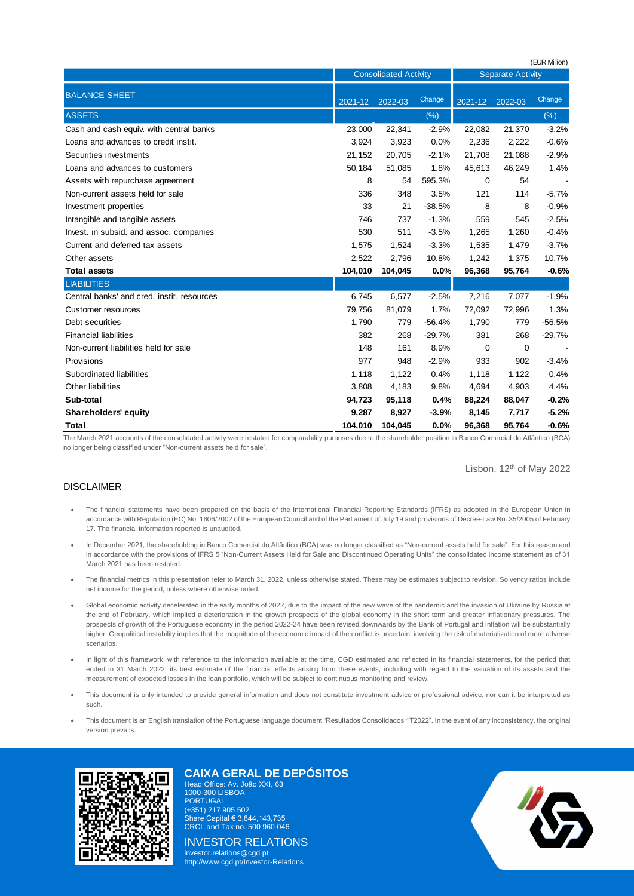(EUR Million)

| BALANCE SHEET | Consolidated Activity | | | Separate Activity | | |
|---|---|---|---|---|---|---|
| | 2021-12 | 2022-03 | Change | 2021-12 | 2022-03 | Change |
| **ASSETS** | | | (%) | | | (%) |
| Cash and cash equiv. with central banks | 23,000 | 22,341 | -2.9% | 22,082 | 21,370 | -3.2% |
| Loans and advances to credit instit. | 3,924 | 3,923 | 0.0% | 2,236 | 2,222 | -0.6% |
| Securities investments | 21,152 | 20,705 | -2.1% | 21,708 | 21,088 | -2.9% |
| Loans and advances to customers | 50,184 | 51,085 | 1.8% | 45,613 | 46,249 | 1.4% |
| Assets with repurchase agreement | 8 | 54 | 595.3% | 0 | 54 | - |
| Non-current assets held for sale | 336 | 348 | 3.5% | 121 | 114 | -5.7% |
| Investment properties | 33 | 21 | -38.5% | 8 | 8 | -0.9% |
| Intangible and tangible assets | 746 | 737 | -1.3% | 559 | 545 | -2.5% |
| Invest. in subsid. and assoc. companies | 530 | 511 | -3.5% | 1,265 | 1,260 | -0.4% |
| Current and deferred tax assets | 1,575 | 1,524 | -3.3% | 1,535 | 1,479 | -3.7% |
| Other assets | 2,522 | 2,796 | 10.8% | 1,242 | 1,375 | 10.7% |
| **Total assets** | **104,010** | **104,045** | **0.0%** | **96,368** | **95,764** | **-0.6%** |
| **LIABILITIES** | | | | | | |
| Central banks' and cred. instit. resources | 6,745 | 6,577 | -2.5% | 7,216 | 7,077 | -1.9% |
| Customer resources | 79,756 | 81,079 | 1.7% | 72,092 | 72,996 | 1.3% |
| Debt securities | 1,790 | 779 | -56.4% | 1,790 | 779 | -56.5% |
| Financial liabilities | 382 | 268 | -29.7% | 381 | 268 | -29.7% |
| Non-current liabilities held for sale | 148 | 161 | 8.9% | 0 | 0 | - |
| Provisions | 977 | 948 | -2.9% | 933 | 902 | -3.4% |
| Subordinated liabilities | 1,118 | 1,122 | 0.4% | 1,118 | 1,122 | 0.4% |
| Other liabilities | 3,808 | 4,183 | 9.8% | 4,694 | 4,903 | 4.4% |
| **Sub-total** | **94,723** | **95,118** | **0.4%** | **88,224** | **88,047** | **-0.2%** |
| **Shareholders' equity** | **9,287** | **8,927** | **-3.9%** | **8,145** | **7,717** | **-5.2%** |
| **Total** | **104,010** | **104,045** | **0.0%** | **96,368** | **95,764** | **-0.6%** |

The March 2021 accounts of the consolidated activity were restated for comparability purposes due to the shareholder position in Banco Comercial do Atlântico (BCA) no longer being classified under "Non-current assets held for sale".

Lisbon, 12th of May 2022

## DISCLAIMER

- The financial statements have been prepared on the basis of the International Financial Reporting Standards (IFRS) as adopted in the European Union in accordance with Regulation (EC) No. 1606/2002 of the European Council and of the Parliament of July 19 and provisions of Decree-Law No. 35/2005 of February 17. The financial information reported is unaudited.
- In December 2021, the shareholding in Banco Comercial do Atlântico (BCA) was no longer classified as "Non-current assets held for sale". For this reason and in accordance with the provisions of IFRS 5 "Non-Current Assets Held for Sale and Discontinued Operating Units" the consolidated income statement as of 31 March 2021 has been restated.
- The financial metrics in this presentation refer to March 31, 2022, unless otherwise stated. These may be estimates subject to revision. Solvency ratios include net income for the period, unless where otherwise noted.
- Global economic activity decelerated in the early months of 2022, due to the impact of the new wave of the pandemic and the invasion of Ukraine by Russia at the end of February, which implied a deterioration in the growth prospects of the global economy in the short term and greater inflationary pressures. The prospects of growth of the Portuguese economy in the period 2022-24 have been revised downwards by the Bank of Portugal and inflation will be substantially higher. Geopolitical instability implies that the magnitude of the economic impact of the conflict is uncertain, involving the risk of materialization of more adverse scenarios.
- In light of this framework, with reference to the information available at the time, CGD estimated and reflected in its financial statements, for the period that ended in 31 March 2022, its best estimate of the financial effects arising from these events, including with regard to the valuation of its assets and the measurement of expected losses in the loan portfolio, which will be subject to continuous monitoring and review.
- This document is only intended to provide general information and does not constitute investment advice or professional advice, nor can it be interpreted as such.
- This document is an English translation of the Portuguese language document "Resultados Consolidados 1T2022". In the event of any inconsistency, the original version prevails.

**CAIXA GERAL DE DEPÓSITOS**

Head Office: Av. João XXI, 63
1000-300 LISBOA
PORTUGAL
(+351) 217 905 502
Share Capital € 3,844,143,735
CRCL and Tax no. 500 960 046

INVESTOR RELATIONS

investor.relations@cgd.pt
http://www.cgd.pt/Investor-Relations